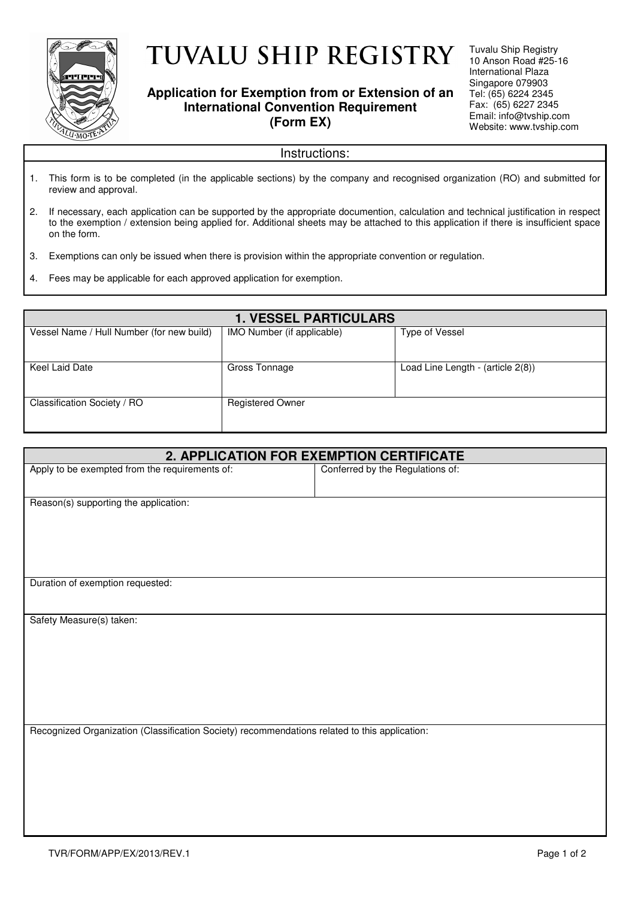# TUVALU SHIP REGISTRY

## Application for Exemption from or Extension of an International Convention Requirement (Form EX)

Tuvalu Ship Registry
10 Anson Road #25-16
International Plaza
Singapore 079903
Tel: (65) 6224 2345
Fax: (65) 6227 2345
Email: info@tvship.com
Website: www.tvship.com

### Instructions:

1. This form is to be completed (in the applicable sections) by the company and recognised organization (RO) and submitted for review and approval.
2. If necessary, each application can be supported by the appropriate documention, calculation and technical justification in respect to the exemption / extension being applied for. Additional sheets may be attached to this application if there is insufficient space on the form.
3. Exemptions can only be issued when there is provision within the appropriate convention or regulation.
4. Fees may be applicable for each approved application for exemption.

### 1. VESSEL PARTICULARS

| Vessel Name / Hull Number (for new build) | IMO Number (if applicable) | Type of Vessel |
| --- | --- | --- |
| Keel Laid Date | Gross Tonnage | Load Line Length - (article 2(8)) |
| Classification Society / RO | Registered Owner | |

### 2. APPLICATION FOR EXEMPTION CERTIFICATE

| Apply to be exempted from the requirements of: | Conferred by the Regulations of: |
| --- | --- |

Reason(s) supporting the application:

Duration of exemption requested:

Safety Measure(s) taken:

Recognized Organization (Classification Society) recommendations related to this application:

TVR/FORM/APP/EX/2013/REV.1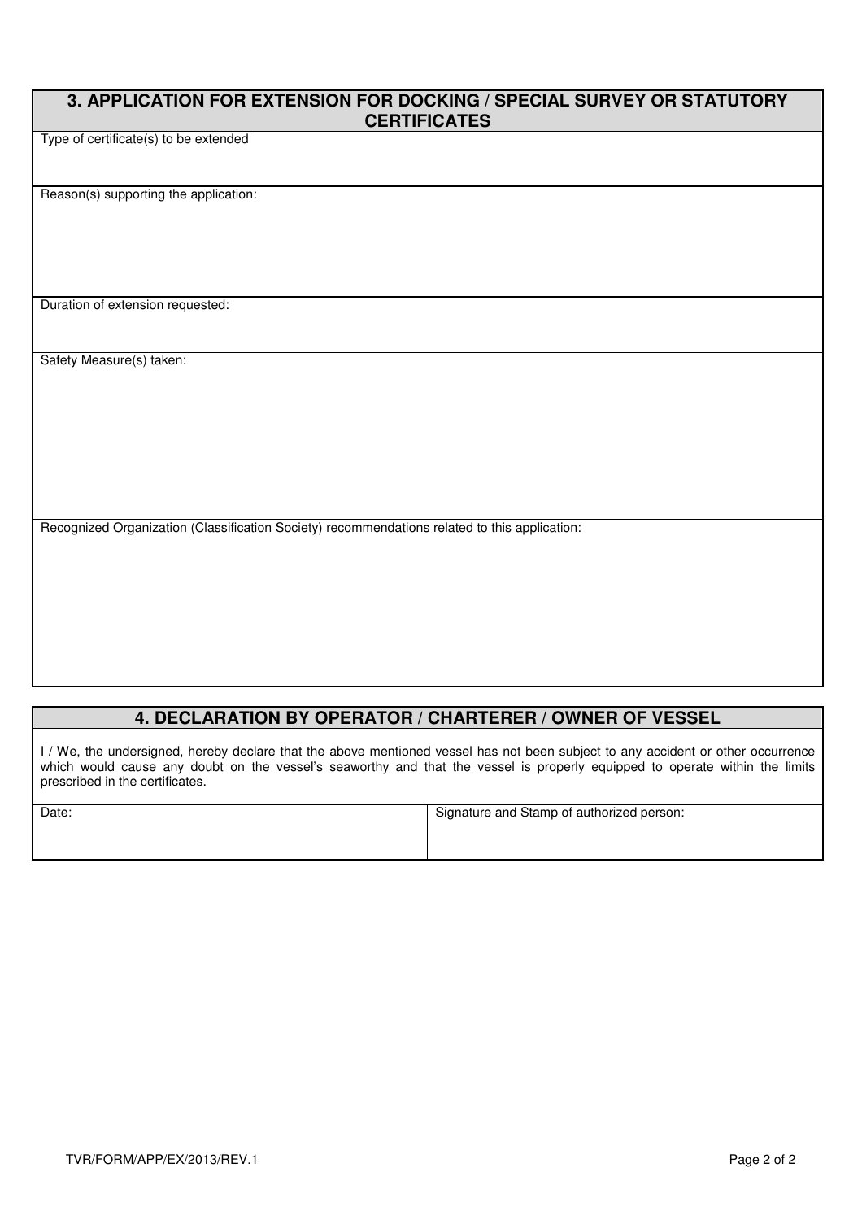## 3. APPLICATION FOR EXTENSION FOR DOCKING / SPECIAL SURVEY OR STATUTORY CERTIFICATES

Type of certificate(s) to be extended

Reason(s) supporting the application:

Duration of extension requested:

Safety Measure(s) taken:

Recognized Organization (Classification Society) recommendations related to this application:

## 4. DECLARATION BY OPERATOR / CHARTERER / OWNER OF VESSEL

I / We, the undersigned, hereby declare that the above mentioned vessel has not been subject to any accident or other occurrence which would cause any doubt on the vessel's seaworthy and that the vessel is properly equipped to operate within the limits prescribed in the certificates.

| | |
|---|---|
| Date: | Signature and Stamp of authorized person: |

TVR/FORM/APP/EX/2013/REV.1